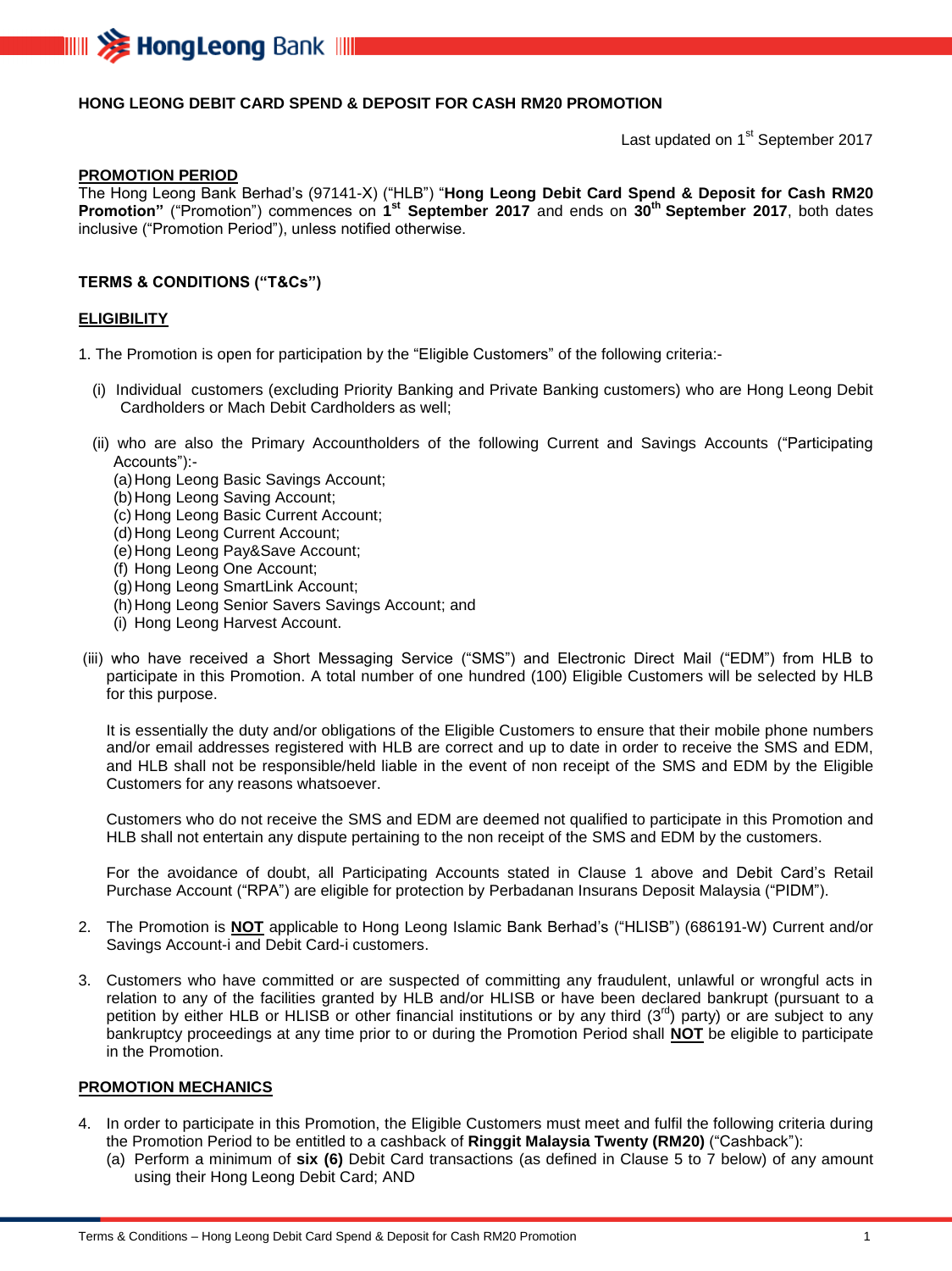# HONG LEONG DEBIT CARD SPEND & DEPOSIT FOR CASH RM20 PROMOTION

Last updated on 1st September 2017

## PROMOTION PERIOD

The Hong Leong Bank Berhad's (97141-X) ("HLB") "**Hong Leong Debit Card Spend & Deposit for Cash RM20 Promotion"** ("Promotion") commences on **1st September 2017** and ends on **30th September 2017**, both dates inclusive ("Promotion Period"), unless notified otherwise.

## TERMS & CONDITIONS ("T&Cs")

### ELIGIBILITY

1. The Promotion is open for participation by the "Eligible Customers" of the following criteria:-

   (i) Individual customers (excluding Priority Banking and Private Banking customers) who are Hong Leong Debit Cardholders or Mach Debit Cardholders as well;

   (ii) who are also the Primary Accountholders of the following Current and Savings Accounts ("Participating Accounts"):-
   - (a) Hong Leong Basic Savings Account;
   - (b) Hong Leong Saving Account;
   - (c) Hong Leong Basic Current Account;
   - (d) Hong Leong Current Account;
   - (e) Hong Leong Pay&Save Account;
   - (f) Hong Leong One Account;
   - (g) Hong Leong SmartLink Account;
   - (h) Hong Leong Senior Savers Savings Account; and
   - (i) Hong Leong Harvest Account.

   (iii) who have received a Short Messaging Service ("SMS") and Electronic Direct Mail ("EDM") from HLB to participate in this Promotion. A total number of one hundred (100) Eligible Customers will be selected by HLB for this purpose.

   It is essentially the duty and/or obligations of the Eligible Customers to ensure that their mobile phone numbers and/or email addresses registered with HLB are correct and up to date in order to receive the SMS and EDM, and HLB shall not be responsible/held liable in the event of non receipt of the SMS and EDM by the Eligible Customers for any reasons whatsoever.

   Customers who do not receive the SMS and EDM are deemed not qualified to participate in this Promotion and HLB shall not entertain any dispute pertaining to the non receipt of the SMS and EDM by the customers.

   For the avoidance of doubt, all Participating Accounts stated in Clause 1 above and Debit Card's Retail Purchase Account ("RPA") are eligible for protection by Perbadanan Insurans Deposit Malaysia ("PIDM").

2. The Promotion is **NOT** applicable to Hong Leong Islamic Bank Berhad's ("HLISB") (686191-W) Current and/or Savings Account-i and Debit Card-i customers.

3. Customers who have committed or are suspected of committing any fraudulent, unlawful or wrongful acts in relation to any of the facilities granted by HLB and/or HLISB or have been declared bankrupt (pursuant to a petition by either HLB or HLISB or other financial institutions or by any third (3rd) party) or are subject to any bankruptcy proceedings at any time prior to or during the Promotion Period shall **NOT** be eligible to participate in the Promotion.

### PROMOTION MECHANICS

4. In order to participate in this Promotion, the Eligible Customers must meet and fulfil the following criteria during the Promotion Period to be entitled to a cashback of **Ringgit Malaysia Twenty (RM20)** ("Cashback"):
   - (a) Perform a minimum of **six (6)** Debit Card transactions (as defined in Clause 5 to 7 below) of any amount using their Hong Leong Debit Card; AND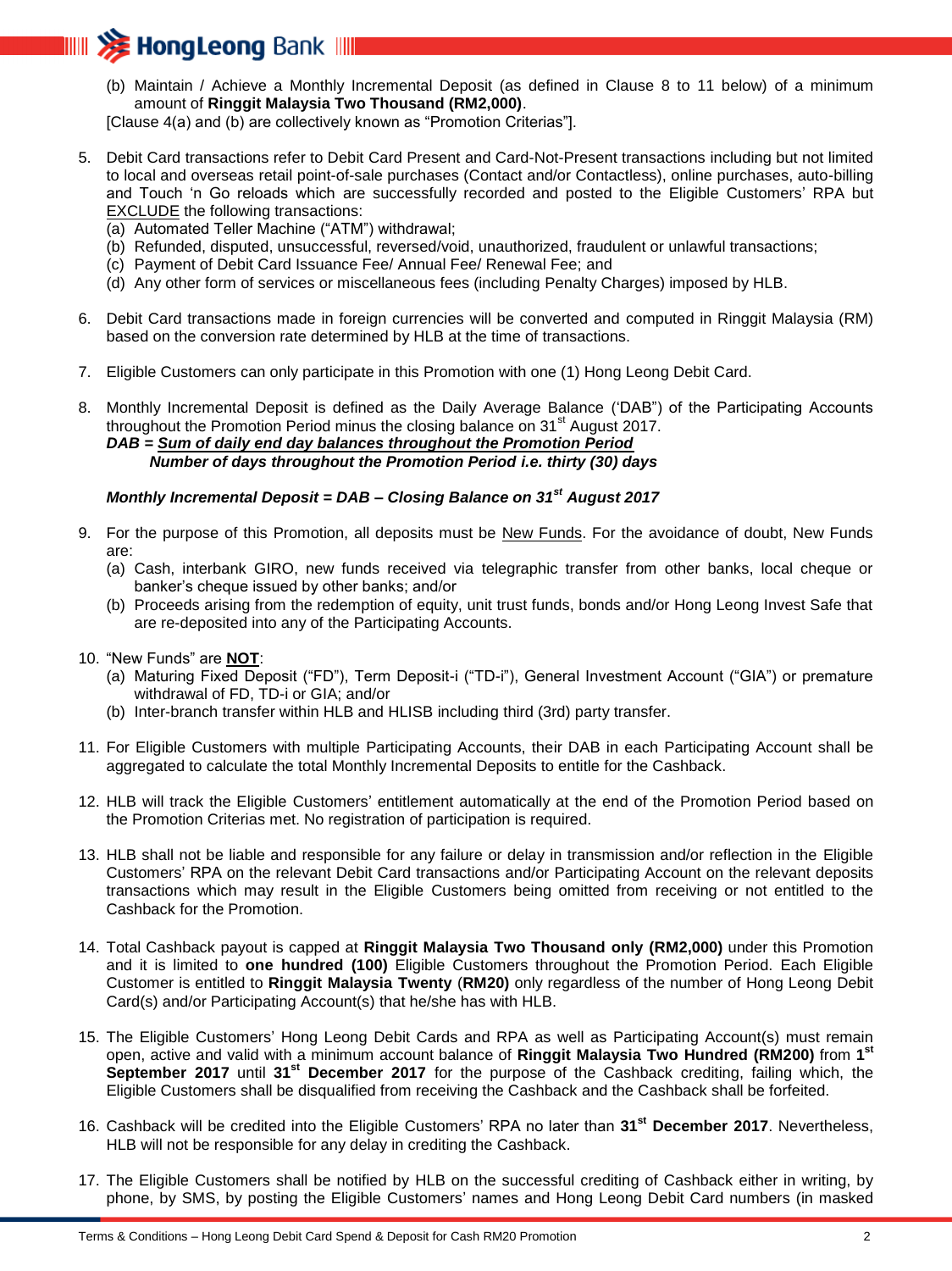(b) Maintain / Achieve a Monthly Incremental Deposit (as defined in Clause 8 to 11 below) of a minimum amount of **Ringgit Malaysia Two Thousand (RM2,000)**.

[Clause 4(a) and (b) are collectively known as "Promotion Criterias"].

5. Debit Card transactions refer to Debit Card Present and Card-Not-Present transactions including but not limited to local and overseas retail point-of-sale purchases (Contact and/or Contactless), online purchases, auto-billing and Touch 'n Go reloads which are successfully recorded and posted to the Eligible Customers' RPA but <u>EXCLUDE</u> the following transactions:
   (a) Automated Teller Machine ("ATM") withdrawal;
   (b) Refunded, disputed, unsuccessful, reversed/void, unauthorized, fraudulent or unlawful transactions;
   (c) Payment of Debit Card Issuance Fee/ Annual Fee/ Renewal Fee; and
   (d) Any other form of services or miscellaneous fees (including Penalty Charges) imposed by HLB.

6. Debit Card transactions made in foreign currencies will be converted and computed in Ringgit Malaysia (RM) based on the conversion rate determined by HLB at the time of transactions.

7. Eligible Customers can only participate in this Promotion with one (1) Hong Leong Debit Card.

8. Monthly Incremental Deposit is defined as the Daily Average Balance ('DAB") of the Participating Accounts throughout the Promotion Period minus the closing balance on 31st August 2017.

   ***DAB = <u>Sum of daily end day balances throughout the Promotion Period</u>***
   ***Number of days throughout the Promotion Period i.e. thirty (30) days***

   ***Monthly Incremental Deposit = DAB – Closing Balance on 31st August 2017***

9. For the purpose of this Promotion, all deposits must be <u>New Funds</u>. For the avoidance of doubt, New Funds are:
   (a) Cash, interbank GIRO, new funds received via telegraphic transfer from other banks, local cheque or banker's cheque issued by other banks; and/or
   (b) Proceeds arising from the redemption of equity, unit trust funds, bonds and/or Hong Leong Invest Safe that are re-deposited into any of the Participating Accounts.

10. "New Funds" are **<u>NOT</u>**:
    (a) Maturing Fixed Deposit ("FD"), Term Deposit-i ("TD-i"), General Investment Account ("GIA") or premature withdrawal of FD, TD-i or GIA; and/or
    (b) Inter-branch transfer within HLB and HLISB including third (3rd) party transfer.

11. For Eligible Customers with multiple Participating Accounts, their DAB in each Participating Account shall be aggregated to calculate the total Monthly Incremental Deposits to entitle for the Cashback.

12. HLB will track the Eligible Customers' entitlement automatically at the end of the Promotion Period based on the Promotion Criterias met. No registration of participation is required.

13. HLB shall not be liable and responsible for any failure or delay in transmission and/or reflection in the Eligible Customers' RPA on the relevant Debit Card transactions and/or Participating Account on the relevant deposits transactions which may result in the Eligible Customers being omitted from receiving or not entitled to the Cashback for the Promotion.

14. Total Cashback payout is capped at **Ringgit Malaysia Two Thousand only (RM2,000)** under this Promotion and it is limited to **one hundred (100)** Eligible Customers throughout the Promotion Period. Each Eligible Customer is entitled to **Ringgit Malaysia Twenty** (**RM20)** only regardless of the number of Hong Leong Debit Card(s) and/or Participating Account(s) that he/she has with HLB.

15. The Eligible Customers' Hong Leong Debit Cards and RPA as well as Participating Account(s) must remain open, active and valid with a minimum account balance of **Ringgit Malaysia Two Hundred (RM200)** from **1st September 2017** until **31st December 2017** for the purpose of the Cashback crediting, failing which, the Eligible Customers shall be disqualified from receiving the Cashback and the Cashback shall be forfeited.

16. Cashback will be credited into the Eligible Customers' RPA no later than **31st December 2017**. Nevertheless, HLB will not be responsible for any delay in crediting the Cashback.

17. The Eligible Customers shall be notified by HLB on the successful crediting of Cashback either in writing, by phone, by SMS, by posting the Eligible Customers' names and Hong Leong Debit Card numbers (in masked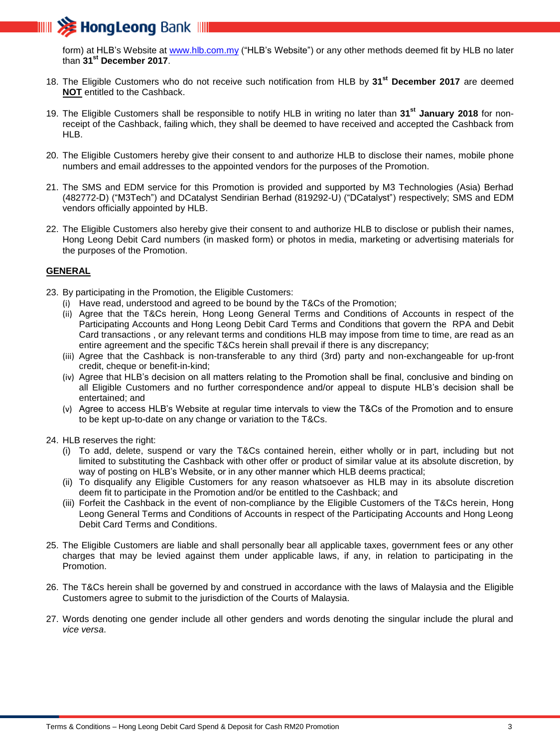form) at HLB's Website at www.hlb.com.my ("HLB's Website") or any other methods deemed fit by HLB no later than **31st December 2017**.

18. The Eligible Customers who do not receive such notification from HLB by **31st December 2017** are deemed **NOT** entitled to the Cashback.

19. The Eligible Customers shall be responsible to notify HLB in writing no later than **31st January 2018** for non-receipt of the Cashback, failing which, they shall be deemed to have received and accepted the Cashback from HLB.

20. The Eligible Customers hereby give their consent to and authorize HLB to disclose their names, mobile phone numbers and email addresses to the appointed vendors for the purposes of the Promotion.

21. The SMS and EDM service for this Promotion is provided and supported by M3 Technologies (Asia) Berhad (482772-D) ("M3Tech") and DCatalyst Sendirian Berhad (819292-U) ("DCatalyst") respectively; SMS and EDM vendors officially appointed by HLB.

22. The Eligible Customers also hereby give their consent to and authorize HLB to disclose or publish their names, Hong Leong Debit Card numbers (in masked form) or photos in media, marketing or advertising materials for the purposes of the Promotion.

## GENERAL

23. By participating in the Promotion, the Eligible Customers:
    (i) Have read, understood and agreed to be bound by the T&Cs of the Promotion;
    (ii) Agree that the T&Cs herein, Hong Leong General Terms and Conditions of Accounts in respect of the Participating Accounts and Hong Leong Debit Card Terms and Conditions that govern the RPA and Debit Card transactions , or any relevant terms and conditions HLB may impose from time to time, are read as an entire agreement and the specific T&Cs herein shall prevail if there is any discrepancy;
    (iii) Agree that the Cashback is non-transferable to any third (3rd) party and non-exchangeable for up-front credit, cheque or benefit-in-kind;
    (iv) Agree that HLB's decision on all matters relating to the Promotion shall be final, conclusive and binding on all Eligible Customers and no further correspondence and/or appeal to dispute HLB's decision shall be entertained; and
    (v) Agree to access HLB's Website at regular time intervals to view the T&Cs of the Promotion and to ensure to be kept up-to-date on any change or variation to the T&Cs.

24. HLB reserves the right:
    (i) To add, delete, suspend or vary the T&Cs contained herein, either wholly or in part, including but not limited to substituting the Cashback with other offer or product of similar value at its absolute discretion, by way of posting on HLB's Website, or in any other manner which HLB deems practical;
    (ii) To disqualify any Eligible Customers for any reason whatsoever as HLB may in its absolute discretion deem fit to participate in the Promotion and/or be entitled to the Cashback; and
    (iii) Forfeit the Cashback in the event of non-compliance by the Eligible Customers of the T&Cs herein, Hong Leong General Terms and Conditions of Accounts in respect of the Participating Accounts and Hong Leong Debit Card Terms and Conditions.

25. The Eligible Customers are liable and shall personally bear all applicable taxes, government fees or any other charges that may be levied against them under applicable laws, if any, in relation to participating in the Promotion.

26. The T&Cs herein shall be governed by and construed in accordance with the laws of Malaysia and the Eligible Customers agree to submit to the jurisdiction of the Courts of Malaysia.

27. Words denoting one gender include all other genders and words denoting the singular include the plural and *vice versa*.